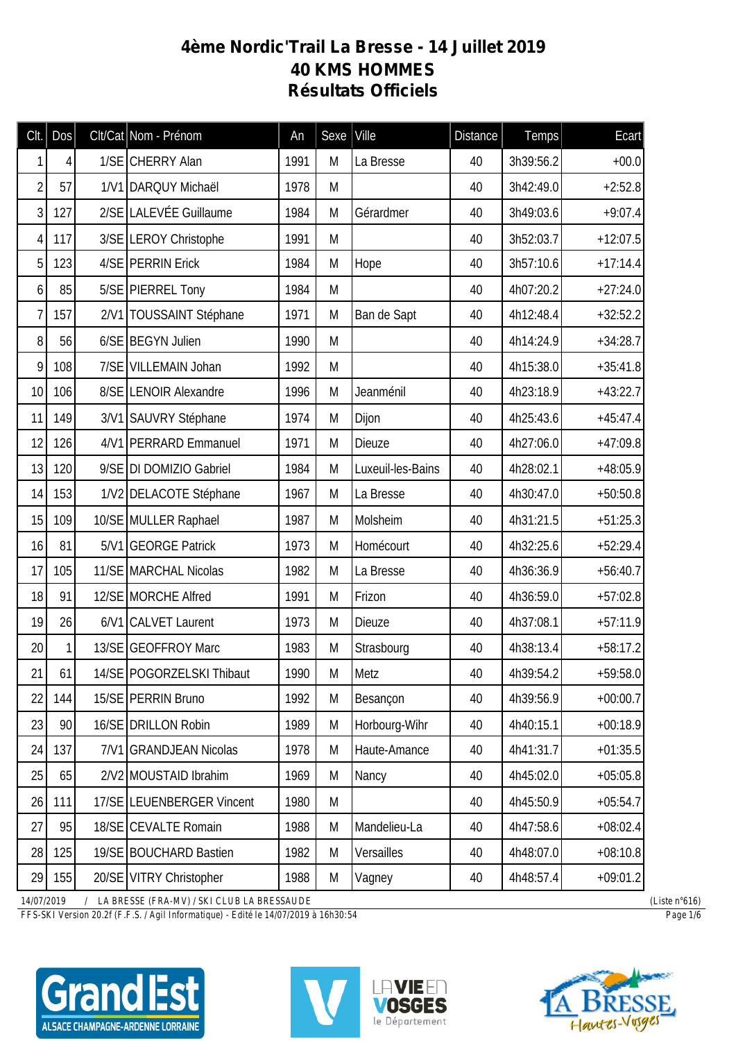# 4ème Nordic'Trail La Bresse - 14 Juillet 2019
# 40 KMS HOMMES
# Résultats Officiels

| Clt. | Dos | Clt/Cat | Nom - Prénom | An | Sexe | Ville | Distance | Temps | Ecart |
|---|---|---|---|---|---|---|---|---|---|
| 1 | 4 | 1/SE | CHERRY Alan | 1991 | M | La Bresse | 40 | 3h39:56.2 | +00.0 |
| 2 | 57 | 1/V1 | DARQUY Michaël | 1978 | M | | 40 | 3h42:49.0 | +2:52.8 |
| 3 | 127 | 2/SE | LALEVÉE Guillaume | 1984 | M | Gérardmer | 40 | 3h49:03.6 | +9:07.4 |
| 4 | 117 | 3/SE | LEROY Christophe | 1991 | M | | 40 | 3h52:03.7 | +12:07.5 |
| 5 | 123 | 4/SE | PERRIN Erick | 1984 | M | Hope | 40 | 3h57:10.6 | +17:14.4 |
| 6 | 85 | 5/SE | PIERREL Tony | 1984 | M | | 40 | 4h07:20.2 | +27:24.0 |
| 7 | 157 | 2/V1 | TOUSSAINT Stéphane | 1971 | M | Ban de Sapt | 40 | 4h12:48.4 | +32:52.2 |
| 8 | 56 | 6/SE | BEGYN Julien | 1990 | M | | 40 | 4h14:24.9 | +34:28.7 |
| 9 | 108 | 7/SE | VILLEMAIN Johan | 1992 | M | | 40 | 4h15:38.0 | +35:41.8 |
| 10 | 106 | 8/SE | LENOIR Alexandre | 1996 | M | Jeanménil | 40 | 4h23:18.9 | +43:22.7 |
| 11 | 149 | 3/V1 | SAUVRY Stéphane | 1974 | M | Dijon | 40 | 4h25:43.6 | +45:47.4 |
| 12 | 126 | 4/V1 | PERRARD Emmanuel | 1971 | M | Dieuze | 40 | 4h27:06.0 | +47:09.8 |
| 13 | 120 | 9/SE | DI DOMIZIO Gabriel | 1984 | M | Luxeuil-les-Bains | 40 | 4h28:02.1 | +48:05.9 |
| 14 | 153 | 1/V2 | DELACOTE Stéphane | 1967 | M | La Bresse | 40 | 4h30:47.0 | +50:50.8 |
| 15 | 109 | 10/SE | MULLER Raphael | 1987 | M | Molsheim | 40 | 4h31:21.5 | +51:25.3 |
| 16 | 81 | 5/V1 | GEORGE Patrick | 1973 | M | Homécourt | 40 | 4h32:25.6 | +52:29.4 |
| 17 | 105 | 11/SE | MARCHAL Nicolas | 1982 | M | La Bresse | 40 | 4h36:36.9 | +56:40.7 |
| 18 | 91 | 12/SE | MORCHE Alfred | 1991 | M | Frizon | 40 | 4h36:59.0 | +57:02.8 |
| 19 | 26 | 6/V1 | CALVET Laurent | 1973 | M | Dieuze | 40 | 4h37:08.1 | +57:11.9 |
| 20 | 1 | 13/SE | GEOFFROY Marc | 1983 | M | Strasbourg | 40 | 4h38:13.4 | +58:17.2 |
| 21 | 61 | 14/SE | POGORZELSKI Thibaut | 1990 | M | Metz | 40 | 4h39:54.2 | +59:58.0 |
| 22 | 144 | 15/SE | PERRIN Bruno | 1992 | M | Besançon | 40 | 4h39:56.9 | +00:00.7 |
| 23 | 90 | 16/SE | DRILLON Robin | 1989 | M | Horbourg-Wihr | 40 | 4h40:15.1 | +00:18.9 |
| 24 | 137 | 7/V1 | GRANDJEAN Nicolas | 1978 | M | Haute-Amance | 40 | 4h41:31.7 | +01:35.5 |
| 25 | 65 | 2/V2 | MOUSTAID Ibrahim | 1969 | M | Nancy | 40 | 4h45:02.0 | +05:05.8 |
| 26 | 111 | 17/SE | LEUENBERGER Vincent | 1980 | M | | 40 | 4h45:50.9 | +05:54.7 |
| 27 | 95 | 18/SE | CEVALTE Romain | 1988 | M | Mandelieu-La | 40 | 4h47:58.6 | +08:02.4 |
| 28 | 125 | 19/SE | BOUCHARD Bastien | 1982 | M | Versailles | 40 | 4h48:07.0 | +08:10.8 |
| 29 | 155 | 20/SE | VITRY Christopher | 1988 | M | Vagney | 40 | 4h48:57.4 | +09:01.2 |

14/07/2019 / LA BRESSE (FRA-MV) / SKI CLUB LA BRESSAUDE (Liste n°616)

FFS-SKI Version 20.2f (F.F.S. / Agil Informatique) - Edité le 14/07/2019 à 16h30:54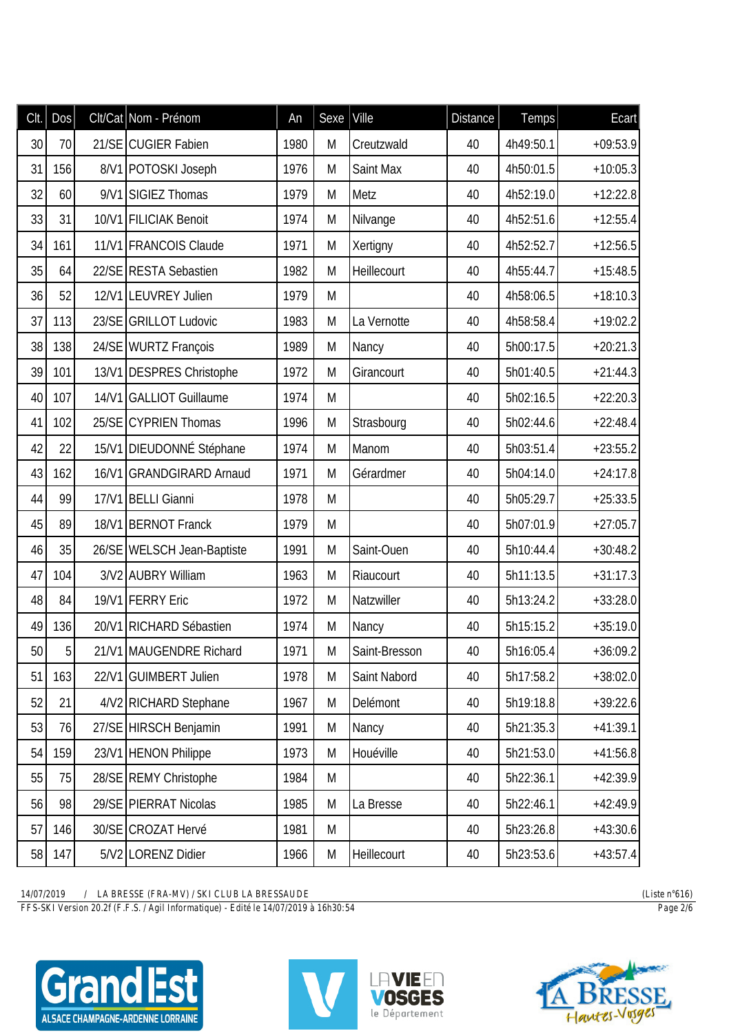| Clt. | Dos | Clt/Cat | Nom - Prénom | An | Sexe | Ville | Distance | Temps | Ecart |
|---|---|---|---|---|---|---|---|---|---|
| 30 | 70 | 21/SE | CUGIER Fabien | 1980 | M | Creutzwald | 40 | 4h49:50.1 | +09:53.9 |
| 31 | 156 | 8/V1 | POTOSKI Joseph | 1976 | M | Saint Max | 40 | 4h50:01.5 | +10:05.3 |
| 32 | 60 | 9/V1 | SIGIEZ Thomas | 1979 | M | Metz | 40 | 4h52:19.0 | +12:22.8 |
| 33 | 31 | 10/V1 | FILICIAK Benoit | 1974 | M | Nilvange | 40 | 4h52:51.6 | +12:55.4 |
| 34 | 161 | 11/V1 | FRANCOIS Claude | 1971 | M | Xertigny | 40 | 4h52:52.7 | +12:56.5 |
| 35 | 64 | 22/SE | RESTA Sebastien | 1982 | M | Heillecourt | 40 | 4h55:44.7 | +15:48.5 |
| 36 | 52 | 12/V1 | LEUVREY Julien | 1979 | M | | 40 | 4h58:06.5 | +18:10.3 |
| 37 | 113 | 23/SE | GRILLOT Ludovic | 1983 | M | La Vernotte | 40 | 4h58:58.4 | +19:02.2 |
| 38 | 138 | 24/SE | WURTZ François | 1989 | M | Nancy | 40 | 5h00:17.5 | +20:21.3 |
| 39 | 101 | 13/V1 | DESPRES Christophe | 1972 | M | Girancourt | 40 | 5h01:40.5 | +21:44.3 |
| 40 | 107 | 14/V1 | GALLIOT Guillaume | 1974 | M | | 40 | 5h02:16.5 | +22:20.3 |
| 41 | 102 | 25/SE | CYPRIEN Thomas | 1996 | M | Strasbourg | 40 | 5h02:44.6 | +22:48.4 |
| 42 | 22 | 15/V1 | DIEUDONNÉ Stéphane | 1974 | M | Manom | 40 | 5h03:51.4 | +23:55.2 |
| 43 | 162 | 16/V1 | GRANDGIRARD Arnaud | 1971 | M | Gérardmer | 40 | 5h04:14.0 | +24:17.8 |
| 44 | 99 | 17/V1 | BELLI Gianni | 1978 | M | | 40 | 5h05:29.7 | +25:33.5 |
| 45 | 89 | 18/V1 | BERNOT Franck | 1979 | M | | 40 | 5h07:01.9 | +27:05.7 |
| 46 | 35 | 26/SE | WELSCH Jean-Baptiste | 1991 | M | Saint-Ouen | 40 | 5h10:44.4 | +30:48.2 |
| 47 | 104 | 3/V2 | AUBRY William | 1963 | M | Riaucourt | 40 | 5h11:13.5 | +31:17.3 |
| 48 | 84 | 19/V1 | FERRY Eric | 1972 | M | Natzwiller | 40 | 5h13:24.2 | +33:28.0 |
| 49 | 136 | 20/V1 | RICHARD Sébastien | 1974 | M | Nancy | 40 | 5h15:15.2 | +35:19.0 |
| 50 | 5 | 21/V1 | MAUGENDRE Richard | 1971 | M | Saint-Bresson | 40 | 5h16:05.4 | +36:09.2 |
| 51 | 163 | 22/V1 | GUIMBERT Julien | 1978 | M | Saint Nabord | 40 | 5h17:58.2 | +38:02.0 |
| 52 | 21 | 4/V2 | RICHARD Stephane | 1967 | M | Delémont | 40 | 5h19:18.8 | +39:22.6 |
| 53 | 76 | 27/SE | HIRSCH Benjamin | 1991 | M | Nancy | 40 | 5h21:35.3 | +41:39.1 |
| 54 | 159 | 23/V1 | HENON Philippe | 1973 | M | Houéville | 40 | 5h21:53.0 | +41:56.8 |
| 55 | 75 | 28/SE | REMY Christophe | 1984 | M | | 40 | 5h22:36.1 | +42:39.9 |
| 56 | 98 | 29/SE | PIERRAT Nicolas | 1985 | M | La Bresse | 40 | 5h22:46.1 | +42:49.9 |
| 57 | 146 | 30/SE | CROZAT Hervé | 1981 | M | | 40 | 5h23:26.8 | +43:30.6 |
| 58 | 147 | 5/V2 | LORENZ Didier | 1966 | M | Heillecourt | 40 | 5h23:53.6 | +43:57.4 |

14/07/2019 / LA BRESSE (FRA-MV) / SKI CLUB LA BRESSAUDE (Liste n°616)
FFS-SKI Version 20.2f (F.F.S. / Agil Informatique) - Edité le 14/07/2019 à 16h30:54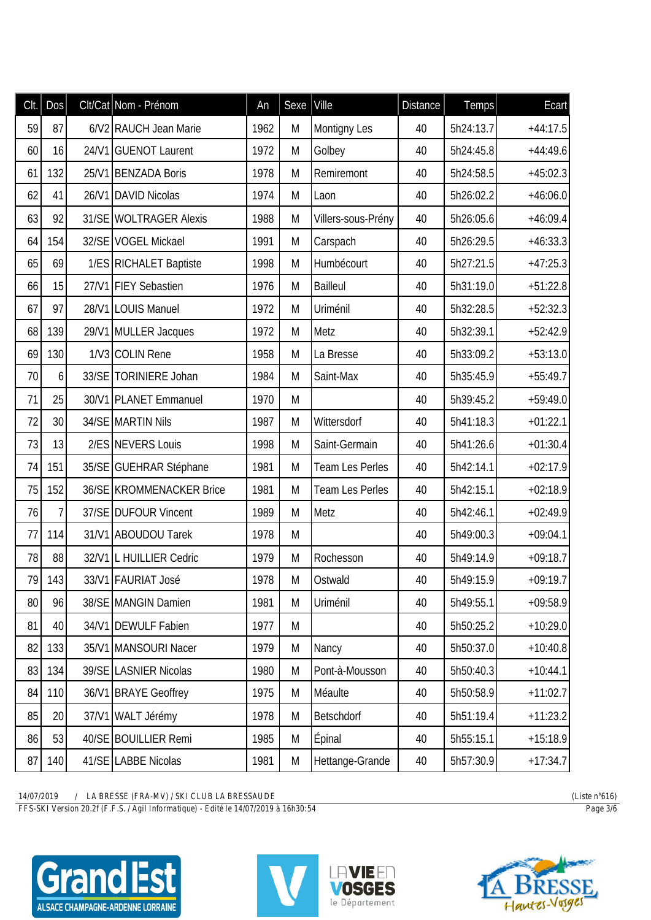| Clt. | Dos | Clt/Cat | Nom - Prénom | An | Sexe | Ville | Distance | Temps | Ecart |
|---|---|---|---|---|---|---|---|---|---|
| 59 | 87 | 6/V2 | RAUCH Jean Marie | 1962 | M | Montigny Les | 40 | 5h24:13.7 | +44:17.5 |
| 60 | 16 | 24/V1 | GUENOT Laurent | 1972 | M | Golbey | 40 | 5h24:45.8 | +44:49.6 |
| 61 | 132 | 25/V1 | BENZADA Boris | 1978 | M | Remiremont | 40 | 5h24:58.5 | +45:02.3 |
| 62 | 41 | 26/V1 | DAVID Nicolas | 1974 | M | Laon | 40 | 5h26:02.2 | +46:06.0 |
| 63 | 92 | 31/SE | WOLTRAGER Alexis | 1988 | M | Villers-sous-Prény | 40 | 5h26:05.6 | +46:09.4 |
| 64 | 154 | 32/SE | VOGEL Mickael | 1991 | M | Carspach | 40 | 5h26:29.5 | +46:33.3 |
| 65 | 69 | 1/ES | RICHALET Baptiste | 1998 | M | Humbécourt | 40 | 5h27:21.5 | +47:25.3 |
| 66 | 15 | 27/V1 | FIEY Sebastien | 1976 | M | Bailleul | 40 | 5h31:19.0 | +51:22.8 |
| 67 | 97 | 28/V1 | LOUIS Manuel | 1972 | M | Uriménil | 40 | 5h32:28.5 | +52:32.3 |
| 68 | 139 | 29/V1 | MULLER Jacques | 1972 | M | Metz | 40 | 5h32:39.1 | +52:42.9 |
| 69 | 130 | 1/V3 | COLIN Rene | 1958 | M | La Bresse | 40 | 5h33:09.2 | +53:13.0 |
| 70 | 6 | 33/SE | TORINIERE Johan | 1984 | M | Saint-Max | 40 | 5h35:45.9 | +55:49.7 |
| 71 | 25 | 30/V1 | PLANET Emmanuel | 1970 | M | | 40 | 5h39:45.2 | +59:49.0 |
| 72 | 30 | 34/SE | MARTIN Nils | 1987 | M | Wittersdorf | 40 | 5h41:18.3 | +01:22.1 |
| 73 | 13 | 2/ES | NEVERS Louis | 1998 | M | Saint-Germain | 40 | 5h41:26.6 | +01:30.4 |
| 74 | 151 | 35/SE | GUEHRAR Stéphane | 1981 | M | Team Les Perles | 40 | 5h42:14.1 | +02:17.9 |
| 75 | 152 | 36/SE | KROMMENACKER Brice | 1981 | M | Team Les Perles | 40 | 5h42:15.1 | +02:18.9 |
| 76 | 7 | 37/SE | DUFOUR Vincent | 1989 | M | Metz | 40 | 5h42:46.1 | +02:49.9 |
| 77 | 114 | 31/V1 | ABOUDOU Tarek | 1978 | M | | 40 | 5h49:00.3 | +09:04.1 |
| 78 | 88 | 32/V1 | L HUILLIER Cedric | 1979 | M | Rochesson | 40 | 5h49:14.9 | +09:18.7 |
| 79 | 143 | 33/V1 | FAURIAT José | 1978 | M | Ostwald | 40 | 5h49:15.9 | +09:19.7 |
| 80 | 96 | 38/SE | MANGIN Damien | 1981 | M | Uriménil | 40 | 5h49:55.1 | +09:58.9 |
| 81 | 40 | 34/V1 | DEWULF Fabien | 1977 | M | | 40 | 5h50:25.2 | +10:29.0 |
| 82 | 133 | 35/V1 | MANSOURI Nacer | 1979 | M | Nancy | 40 | 5h50:37.0 | +10:40.8 |
| 83 | 134 | 39/SE | LASNIER Nicolas | 1980 | M | Pont-à-Mousson | 40 | 5h50:40.3 | +10:44.1 |
| 84 | 110 | 36/V1 | BRAYE Geoffrey | 1975 | M | Méaulte | 40 | 5h50:58.9 | +11:02.7 |
| 85 | 20 | 37/V1 | WALT Jérémy | 1978 | M | Betschdorf | 40 | 5h51:19.4 | +11:23.2 |
| 86 | 53 | 40/SE | BOUILLIER Remi | 1985 | M | Épinal | 40 | 5h55:15.1 | +15:18.9 |
| 87 | 140 | 41/SE | LABBE Nicolas | 1981 | M | Hettange-Grande | 40 | 5h57:30.9 | +17:34.7 |

14/07/2019 / LA BRESSE (FRA-MV) / SKI CLUB LA BRESSAUDE (Liste n°616)

FFS-SKI Version 20.2f (F.F.S. / Agil Informatique) - Edité le 14/07/2019 à 16h30:54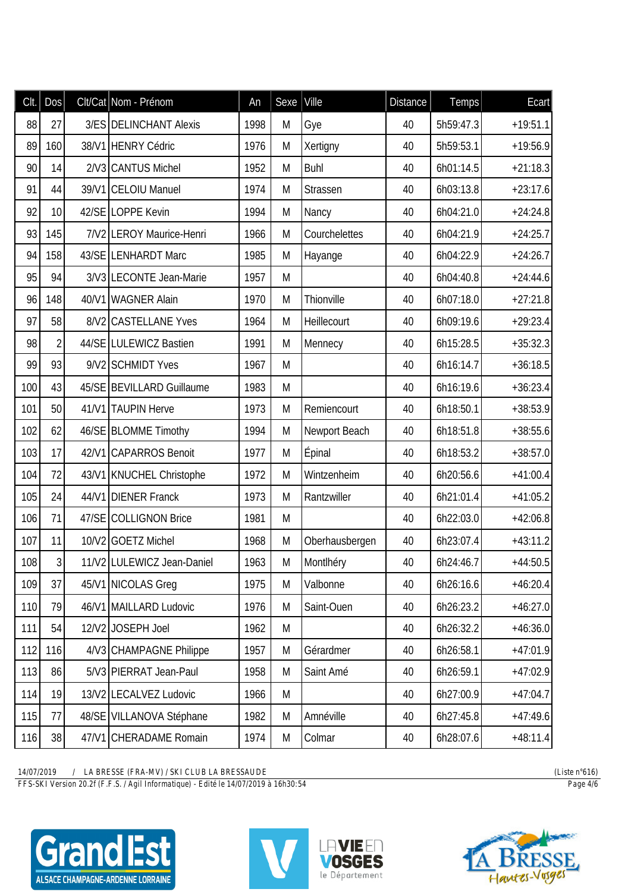| Clt. | Dos | Clt/Cat | Nom - Prénom | An | Sexe | Ville | Distance | Temps | Ecart |
|---|---|---|---|---|---|---|---|---|---|
| 88 | 27 | 3/ES | DELINCHANT Alexis | 1998 | M | Gye | 40 | 5h59:47.3 | +19:51.1 |
| 89 | 160 | 38/V1 | HENRY Cédric | 1976 | M | Xertigny | 40 | 5h59:53.1 | +19:56.9 |
| 90 | 14 | 2/V3 | CANTUS Michel | 1952 | M | Buhl | 40 | 6h01:14.5 | +21:18.3 |
| 91 | 44 | 39/V1 | CELOIU Manuel | 1974 | M | Strassen | 40 | 6h03:13.8 | +23:17.6 |
| 92 | 10 | 42/SE | LOPPE Kevin | 1994 | M | Nancy | 40 | 6h04:21.0 | +24:24.8 |
| 93 | 145 | 7/V2 | LEROY Maurice-Henri | 1966 | M | Courchelettes | 40 | 6h04:21.9 | +24:25.7 |
| 94 | 158 | 43/SE | LENHARDT Marc | 1985 | M | Hayange | 40 | 6h04:22.9 | +24:26.7 |
| 95 | 94 | 3/V3 | LECONTE Jean-Marie | 1957 | M | | 40 | 6h04:40.8 | +24:44.6 |
| 96 | 148 | 40/V1 | WAGNER Alain | 1970 | M | Thionville | 40 | 6h07:18.0 | +27:21.8 |
| 97 | 58 | 8/V2 | CASTELLANE Yves | 1964 | M | Heillecourt | 40 | 6h09:19.6 | +29:23.4 |
| 98 | 2 | 44/SE | LULEWICZ Bastien | 1991 | M | Mennecy | 40 | 6h15:28.5 | +35:32.3 |
| 99 | 93 | 9/V2 | SCHMIDT Yves | 1967 | M | | 40 | 6h16:14.7 | +36:18.5 |
| 100 | 43 | 45/SE | BEVILLARD Guillaume | 1983 | M | | 40 | 6h16:19.6 | +36:23.4 |
| 101 | 50 | 41/V1 | TAUPIN Herve | 1973 | M | Remiencourt | 40 | 6h18:50.1 | +38:53.9 |
| 102 | 62 | 46/SE | BLOMME Timothy | 1994 | M | Newport Beach | 40 | 6h18:51.8 | +38:55.6 |
| 103 | 17 | 42/V1 | CAPARROS Benoit | 1977 | M | Épinal | 40 | 6h18:53.2 | +38:57.0 |
| 104 | 72 | 43/V1 | KNUCHEL Christophe | 1972 | M | Wintzenheim | 40 | 6h20:56.6 | +41:00.4 |
| 105 | 24 | 44/V1 | DIENER Franck | 1973 | M | Rantzwiller | 40 | 6h21:01.4 | +41:05.2 |
| 106 | 71 | 47/SE | COLLIGNON Brice | 1981 | M | | 40 | 6h22:03.0 | +42:06.8 |
| 107 | 11 | 10/V2 | GOETZ Michel | 1968 | M | Oberhausbergen | 40 | 6h23:07.4 | +43:11.2 |
| 108 | 3 | 11/V2 | LULEWICZ Jean-Daniel | 1963 | M | Montlhéry | 40 | 6h24:46.7 | +44:50.5 |
| 109 | 37 | 45/V1 | NICOLAS Greg | 1975 | M | Valbonne | 40 | 6h26:16.6 | +46:20.4 |
| 110 | 79 | 46/V1 | MAILLARD Ludovic | 1976 | M | Saint-Ouen | 40 | 6h26:23.2 | +46:27.0 |
| 111 | 54 | 12/V2 | JOSEPH Joel | 1962 | M | | 40 | 6h26:32.2 | +46:36.0 |
| 112 | 116 | 4/V3 | CHAMPAGNE Philippe | 1957 | M | Gérardmer | 40 | 6h26:58.1 | +47:01.9 |
| 113 | 86 | 5/V3 | PIERRAT Jean-Paul | 1958 | M | Saint Amé | 40 | 6h26:59.1 | +47:02.9 |
| 114 | 19 | 13/V2 | LECALVEZ Ludovic | 1966 | M | | 40 | 6h27:00.9 | +47:04.7 |
| 115 | 77 | 48/SE | VILLANOVA Stéphane | 1982 | M | Amnéville | 40 | 6h27:45.8 | +47:49.6 |
| 116 | 38 | 47/V1 | CHERADAME Romain | 1974 | M | Colmar | 40 | 6h28:07.6 | +48:11.4 |

14/07/2019 / LA BRESSE (FRA-MV) / SKI CLUB LA BRESSAUDE (Liste n°616)

FFS-SKI Version 20.2f (F.F.S. / Agil Informatique) - Edité le 14/07/2019 à 16h30:54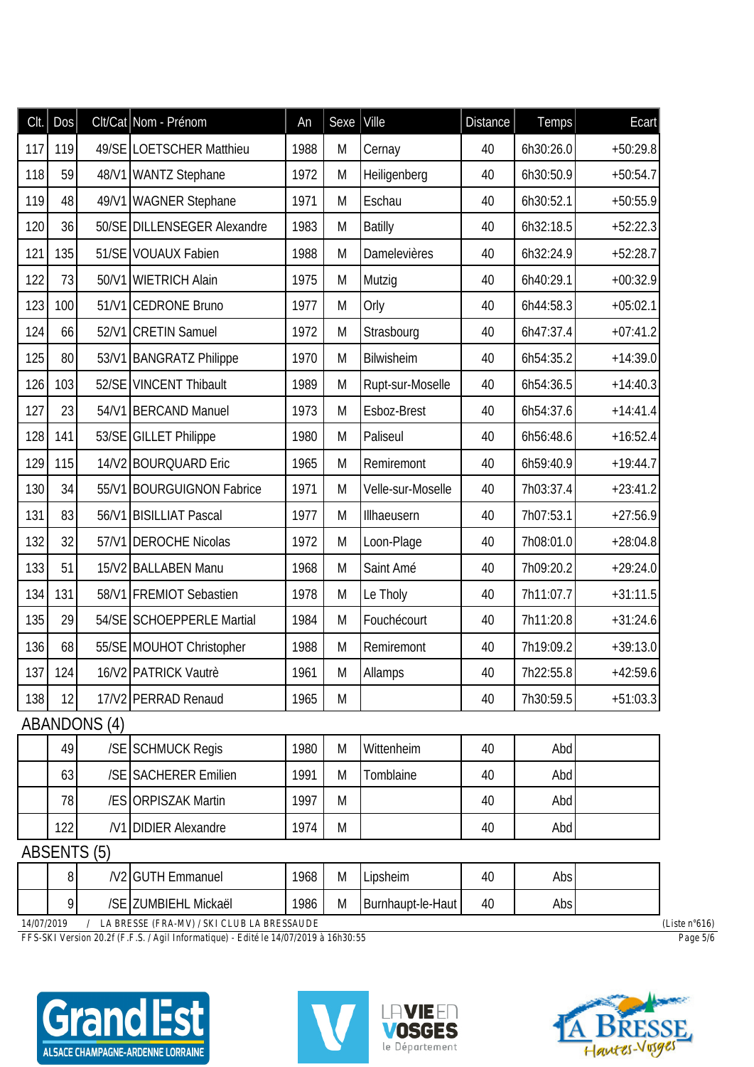| Clt. | Dos | Clt/Cat | Nom - Prénom | An | Sexe | Ville | Distance | Temps | Ecart |
|---|---|---|---|---|---|---|---|---|---|
| 117 | 119 | 49/SE | LOETSCHER Matthieu | 1988 | M | Cernay | 40 | 6h30:26.0 | +50:29.8 |
| 118 | 59 | 48/V1 | WANTZ Stephane | 1972 | M | Heiligenberg | 40 | 6h30:50.9 | +50:54.7 |
| 119 | 48 | 49/V1 | WAGNER Stephane | 1971 | M | Eschau | 40 | 6h30:52.1 | +50:55.9 |
| 120 | 36 | 50/SE | DILLENSEGER Alexandre | 1983 | M | Batilly | 40 | 6h32:18.5 | +52:22.3 |
| 121 | 135 | 51/SE | VOUAUX Fabien | 1988 | M | Damelevières | 40 | 6h32:24.9 | +52:28.7 |
| 122 | 73 | 50/V1 | WIETRICH Alain | 1975 | M | Mutzig | 40 | 6h40:29.1 | +00:32.9 |
| 123 | 100 | 51/V1 | CEDRONE Bruno | 1977 | M | Orly | 40 | 6h44:58.3 | +05:02.1 |
| 124 | 66 | 52/V1 | CRETIN Samuel | 1972 | M | Strasbourg | 40 | 6h47:37.4 | +07:41.2 |
| 125 | 80 | 53/V1 | BANGRATZ Philippe | 1970 | M | Bilwisheim | 40 | 6h54:35.2 | +14:39.0 |
| 126 | 103 | 52/SE | VINCENT Thibault | 1989 | M | Rupt-sur-Moselle | 40 | 6h54:36.5 | +14:40.3 |
| 127 | 23 | 54/V1 | BERCAND Manuel | 1973 | M | Esboz-Brest | 40 | 6h54:37.6 | +14:41.4 |
| 128 | 141 | 53/SE | GILLET Philippe | 1980 | M | Paliseul | 40 | 6h56:48.6 | +16:52.4 |
| 129 | 115 | 14/V2 | BOURQUARD Eric | 1965 | M | Remiremont | 40 | 6h59:40.9 | +19:44.7 |
| 130 | 34 | 55/V1 | BOURGUIGNON Fabrice | 1971 | M | Velle-sur-Moselle | 40 | 7h03:37.4 | +23:41.2 |
| 131 | 83 | 56/V1 | BISILLIAT Pascal | 1977 | M | Illhaeusern | 40 | 7h07:53.1 | +27:56.9 |
| 132 | 32 | 57/V1 | DEROCHE Nicolas | 1972 | M | Loon-Plage | 40 | 7h08:01.0 | +28:04.8 |
| 133 | 51 | 15/V2 | BALLABEN Manu | 1968 | M | Saint Amé | 40 | 7h09:20.2 | +29:24.0 |
| 134 | 131 | 58/V1 | FREMIOT Sebastien | 1978 | M | Le Tholy | 40 | 7h11:07.7 | +31:11.5 |
| 135 | 29 | 54/SE | SCHOEPPERLE Martial | 1984 | M | Fouchécourt | 40 | 7h11:20.8 | +31:24.6 |
| 136 | 68 | 55/SE | MOUHOT Christopher | 1988 | M | Remiremont | 40 | 7h19:09.2 | +39:13.0 |
| 137 | 124 | 16/V2 | PATRICK Vautrè | 1961 | M | Allamps | 40 | 7h22:55.8 | +42:59.6 |
| 138 | 12 | 17/V2 | PERRAD Renaud | 1965 | M | | 40 | 7h30:59.5 | +51:03.3 |

ABANDONS (4)

| Clt. | Dos | Clt/Cat | Nom - Prénom | An | Sexe | Ville | Distance | Temps | Ecart |
|---|---|---|---|---|---|---|---|---|---|
| | 49 | /SE | SCHMUCK Regis | 1980 | M | Wittenheim | 40 | Abd | |
| | 63 | /SE | SACHERER Emilien | 1991 | M | Tomblaine | 40 | Abd | |
| | 78 | /ES | ORPISZAK Martin | 1997 | M | | 40 | Abd | |
| | 122 | /V1 | DIDIER Alexandre | 1974 | M | | 40 | Abd | |

ABSENTS (5)

| Clt. | Dos | Clt/Cat | Nom - Prénom | An | Sexe | Ville | Distance | Temps | Ecart |
|---|---|---|---|---|---|---|---|---|---|
| | 8 | /V2 | GUTH Emmanuel | 1968 | M | Lipsheim | 40 | Abs | |
| | 9 | /SE | ZUMBIEHL Mickaël | 1986 | M | Burnhaupt-le-Haut | 40 | Abs | |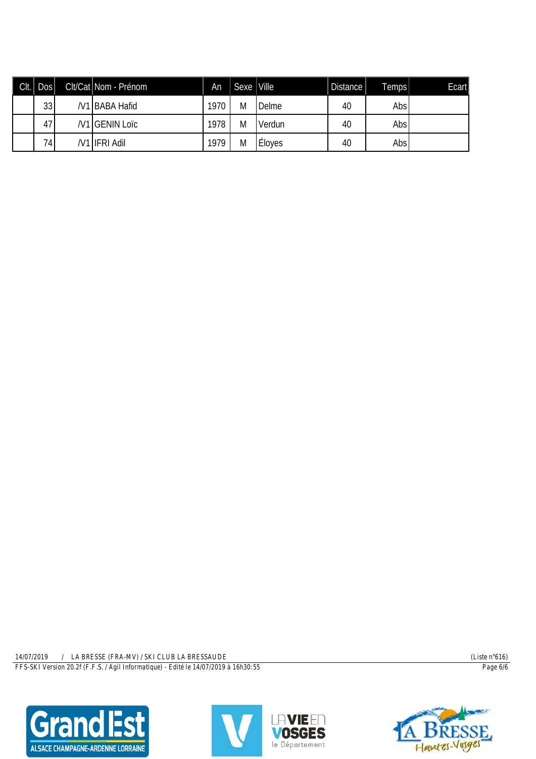| Clt. | Dos | Clt/Cat | Nom - Prénom | An | Sexe | Ville | Distance | Temps | Ecart |
|---|---|---|---|---|---|---|---|---|---|
| | 33 | /V1 | BABA Hafid | 1970 | M | Delme | 40 | Abs | |
| | 47 | /V1 | GENIN Loïc | 1978 | M | Verdun | 40 | Abs | |
| | 74 | /V1 | IFRI Adil | 1979 | M | Éloyes | 40 | Abs | |

14/07/2019 / LA BRESSE (FRA-MV) / SKI CLUB LA BRESSAUDE (Liste n°616)

FFS-SKI Version 20.2f (F.F.S. / Agil Informatique) - Edité le 14/07/2019 à 16h30:55